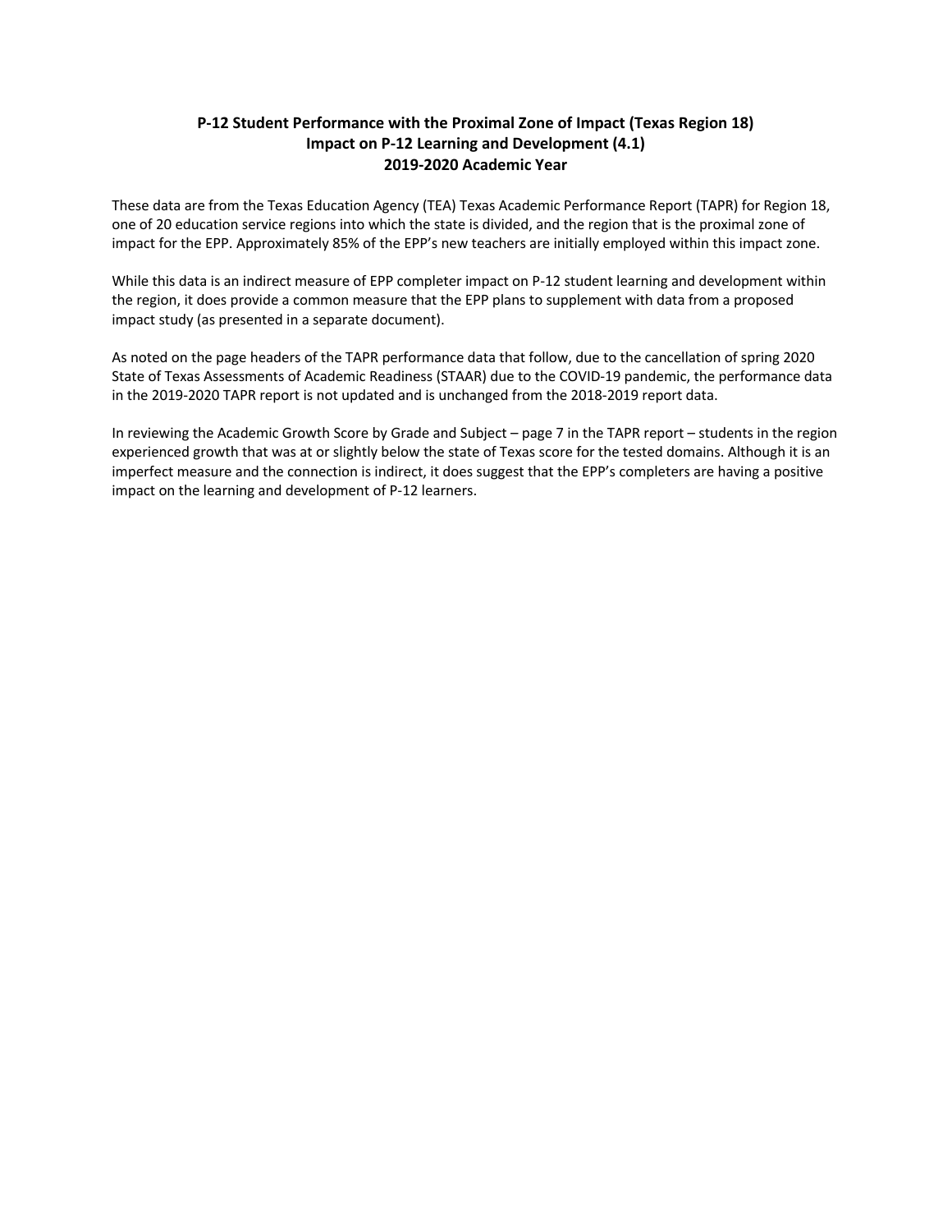# P-12 Student Performance with the Proximal Zone of Impact (Texas Region 18)
## Impact on P-12 Learning and Development (4.1)
## 2019-2020 Academic Year

These data are from the Texas Education Agency (TEA) Texas Academic Performance Report (TAPR) for Region 18, one of 20 education service regions into which the state is divided, and the region that is the proximal zone of impact for the EPP. Approximately 85% of the EPP's new teachers are initially employed within this impact zone.

While this data is an indirect measure of EPP completer impact on P-12 student learning and development within the region, it does provide a common measure that the EPP plans to supplement with data from a proposed impact study (as presented in a separate document).

As noted on the page headers of the TAPR performance data that follow, due to the cancellation of spring 2020 State of Texas Assessments of Academic Readiness (STAAR) due to the COVID-19 pandemic, the performance data in the 2019-2020 TAPR report is not updated and is unchanged from the 2018-2019 report data.

In reviewing the Academic Growth Score by Grade and Subject – page 7 in the TAPR report – students in the region experienced growth that was at or slightly below the state of Texas score for the tested domains. Although it is an imperfect measure and the connection is indirect, it does suggest that the EPP's completers are having a positive impact on the learning and development of P-12 learners.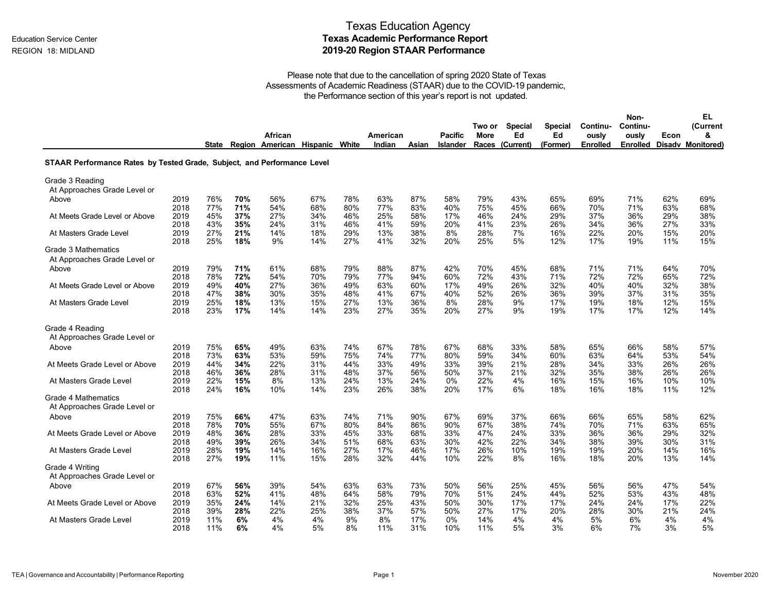Education Service Center
REGION 18: MIDLAND

# Texas Education Agency
## Texas Academic Performance Report
## 2019-20 Region STAAR Performance

Please note that due to the cancellation of spring 2020 State of Texas Assessments of Academic Readiness (STAAR) due to the COVID-19 pandemic, the Performance section of this year's report is not updated.

| | | State | Region | African American | Hispanic | White | American Indian | Asian | Pacific Islander | Two or More Races | Special Ed (Current) | Special Ed (Former) | Continuously Enrolled | Non-Continuously Enrolled | Econ Disadv | EL (Current & Monitored) |
|---|---|---|---|---|---|---|---|---|---|---|---|---|---|---|---|---|
| **STAAR Performance Rates by Tested Grade, Subject, and Performance Level** | | | | | | | | | | | | | | | | |
| Grade 3 Reading | | | | | | | | | | | | | | | | |
| At Approaches Grade Level or Above | 2019 | 76% | **70%** | 56% | 67% | 78% | 63% | 87% | 58% | 79% | 43% | 65% | 69% | 71% | 62% | 69% |
| | 2018 | 77% | **71%** | 54% | 68% | 80% | 77% | 83% | 40% | 75% | 45% | 66% | 70% | 71% | 63% | 68% |
| At Meets Grade Level or Above | 2019 | 45% | **37%** | 27% | 34% | 46% | 25% | 58% | 17% | 46% | 24% | 29% | 37% | 36% | 29% | 38% |
| | 2018 | 43% | **35%** | 24% | 31% | 46% | 41% | 59% | 20% | 41% | 23% | 26% | 34% | 36% | 27% | 33% |
| At Masters Grade Level | 2019 | 27% | **21%** | 14% | 18% | 29% | 13% | 38% | 8% | 28% | 7% | 16% | 22% | 20% | 15% | 20% |
| | 2018 | 25% | **18%** | 9% | 14% | 27% | 41% | 32% | 20% | 25% | 5% | 12% | 17% | 19% | 11% | 15% |
| Grade 3 Mathematics | | | | | | | | | | | | | | | | |
| At Approaches Grade Level or Above | 2019 | 79% | **71%** | 61% | 68% | 79% | 88% | 87% | 42% | 70% | 45% | 68% | 71% | 71% | 64% | 70% |
| | 2018 | 78% | **72%** | 54% | 70% | 79% | 77% | 94% | 60% | 72% | 43% | 71% | 72% | 72% | 65% | 72% |
| At Meets Grade Level or Above | 2019 | 49% | **40%** | 27% | 36% | 49% | 63% | 60% | 17% | 49% | 26% | 32% | 40% | 40% | 32% | 38% |
| | 2018 | 47% | **38%** | 30% | 35% | 48% | 41% | 67% | 40% | 52% | 26% | 36% | 39% | 37% | 31% | 35% |
| At Masters Grade Level | 2019 | 25% | **18%** | 13% | 15% | 27% | 13% | 36% | 8% | 28% | 9% | 17% | 19% | 18% | 12% | 15% |
| | 2018 | 23% | **17%** | 14% | 14% | 23% | 27% | 35% | 20% | 27% | 9% | 19% | 17% | 17% | 12% | 14% |
| Grade 4 Reading | | | | | | | | | | | | | | | | |
| At Approaches Grade Level or Above | 2019 | 75% | **65%** | 49% | 63% | 74% | 67% | 78% | 67% | 68% | 33% | 58% | 65% | 66% | 58% | 57% |
| | 2018 | 73% | **63%** | 53% | 59% | 75% | 74% | 77% | 80% | 59% | 34% | 60% | 63% | 64% | 53% | 54% |
| At Meets Grade Level or Above | 2019 | 44% | **34%** | 22% | 31% | 44% | 33% | 49% | 33% | 39% | 21% | 28% | 34% | 33% | 26% | 26% |
| | 2018 | 46% | **36%** | 28% | 31% | 48% | 37% | 56% | 50% | 37% | 21% | 32% | 35% | 38% | 26% | 26% |
| At Masters Grade Level | 2019 | 22% | **15%** | 8% | 13% | 24% | 13% | 24% | 0% | 22% | 4% | 16% | 15% | 16% | 10% | 10% |
| | 2018 | 24% | **16%** | 10% | 14% | 23% | 26% | 38% | 20% | 17% | 6% | 18% | 16% | 18% | 11% | 12% |
| Grade 4 Mathematics | | | | | | | | | | | | | | | | |
| At Approaches Grade Level or Above | 2019 | 75% | **66%** | 47% | 63% | 74% | 71% | 90% | 67% | 69% | 37% | 66% | 66% | 65% | 58% | 62% |
| | 2018 | 78% | **70%** | 55% | 67% | 80% | 84% | 86% | 90% | 67% | 38% | 74% | 70% | 71% | 63% | 65% |
| At Meets Grade Level or Above | 2019 | 48% | **36%** | 28% | 33% | 45% | 33% | 68% | 33% | 47% | 24% | 33% | 36% | 36% | 29% | 32% |
| | 2018 | 49% | **39%** | 26% | 34% | 51% | 68% | 63% | 30% | 42% | 22% | 34% | 38% | 39% | 30% | 31% |
| At Masters Grade Level | 2019 | 28% | **19%** | 14% | 16% | 27% | 17% | 46% | 17% | 26% | 10% | 19% | 19% | 20% | 14% | 16% |
| | 2018 | 27% | **19%** | 11% | 15% | 28% | 32% | 44% | 10% | 22% | 8% | 16% | 18% | 20% | 13% | 14% |
| Grade 4 Writing | | | | | | | | | | | | | | | | |
| At Approaches Grade Level or Above | 2019 | 67% | **56%** | 39% | 54% | 63% | 63% | 73% | 50% | 56% | 25% | 45% | 56% | 56% | 47% | 54% |
| | 2018 | 63% | **52%** | 41% | 48% | 64% | 58% | 79% | 70% | 51% | 24% | 44% | 52% | 53% | 43% | 48% |
| At Meets Grade Level or Above | 2019 | 35% | **24%** | 14% | 21% | 32% | 25% | 43% | 50% | 30% | 17% | 17% | 24% | 24% | 17% | 22% |
| | 2018 | 39% | **28%** | 22% | 25% | 38% | 37% | 57% | 50% | 27% | 17% | 20% | 28% | 30% | 21% | 24% |
| At Masters Grade Level | 2019 | 11% | **6%** | 4% | 4% | 9% | 8% | 17% | 0% | 14% | 4% | 4% | 5% | 6% | 4% | 4% |
| | 2018 | 11% | **6%** | 4% | 5% | 8% | 11% | 31% | 10% | 11% | 5% | 3% | 6% | 7% | 3% | 5% |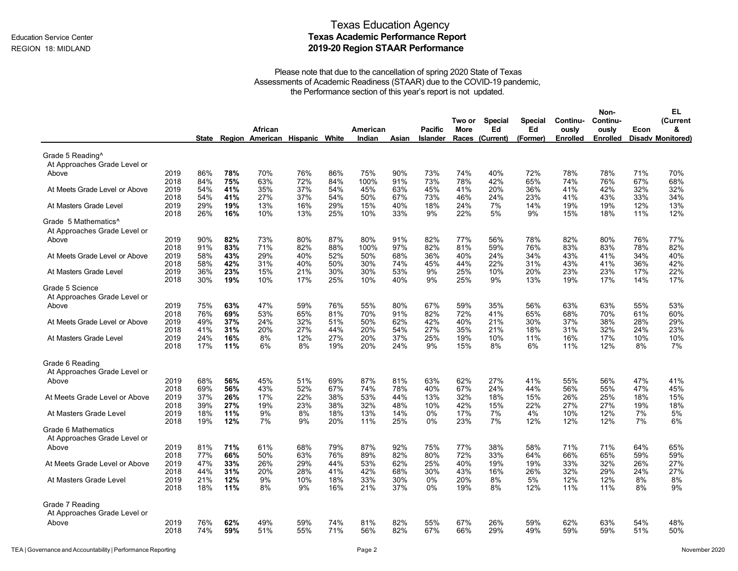Education Service Center
REGION 18: MIDLAND

# Texas Education Agency
## Texas Academic Performance Report
## 2019-20 Region STAAR Performance

Please note that due to the cancellation of spring 2020 State of Texas Assessments of Academic Readiness (STAAR) due to the COVID-19 pandemic, the Performance section of this year's report is not updated.

| | | State | Region | African American | Hispanic | White | American Indian | Asian | Pacific Islander | Two or More Races | Special Ed (Current) | Special Ed (Former) | Continuously Enrolled | Non-Continuously Enrolled | Econ Disadv | EL (Current & Monitored) |
|---|---|---|---|---|---|---|---|---|---|---|---|---|---|---|---|---|
| **Grade 5 Reading^** | | | | | | | | | | | | | | | | |
| At Approaches Grade Level or Above | 2019 | 86% | **78%** | 70% | 76% | 86% | 75% | 90% | 73% | 74% | 40% | 72% | 78% | 78% | 71% | 70% |
| | 2018 | 84% | **75%** | 63% | 72% | 84% | 100% | 91% | 73% | 78% | 42% | 65% | 74% | 76% | 67% | 68% |
| At Meets Grade Level or Above | 2019 | 54% | **41%** | 35% | 37% | 54% | 45% | 63% | 45% | 41% | 20% | 36% | 41% | 42% | 32% | 32% |
| | 2018 | 54% | **41%** | 27% | 37% | 54% | 50% | 67% | 73% | 46% | 24% | 23% | 41% | 43% | 33% | 34% |
| At Masters Grade Level | 2019 | 29% | **19%** | 13% | 16% | 29% | 15% | 40% | 18% | 24% | 7% | 14% | 19% | 19% | 12% | 13% |
| | 2018 | 26% | **16%** | 10% | 13% | 25% | 10% | 33% | 9% | 22% | 5% | 9% | 15% | 18% | 11% | 12% |
| **Grade 5 Mathematics^** | | | | | | | | | | | | | | | | |
| At Approaches Grade Level or Above | 2019 | 90% | **82%** | 73% | 80% | 87% | 80% | 91% | 82% | 77% | 56% | 78% | 82% | 80% | 76% | 77% |
| | 2018 | 91% | **83%** | 71% | 82% | 88% | 100% | 97% | 82% | 81% | 59% | 76% | 83% | 83% | 78% | 82% |
| At Meets Grade Level or Above | 2019 | 58% | **43%** | 29% | 40% | 52% | 50% | 68% | 36% | 40% | 24% | 34% | 43% | 41% | 34% | 40% |
| | 2018 | 58% | **42%** | 31% | 40% | 50% | 30% | 74% | 45% | 44% | 22% | 31% | 43% | 41% | 36% | 42% |
| At Masters Grade Level | 2019 | 36% | **23%** | 15% | 21% | 30% | 30% | 53% | 9% | 25% | 10% | 20% | 23% | 23% | 17% | 22% |
| | 2018 | 30% | **19%** | 10% | 17% | 25% | 10% | 40% | 9% | 25% | 9% | 13% | 19% | 17% | 14% | 17% |
| **Grade 5 Science** | | | | | | | | | | | | | | | | |
| At Approaches Grade Level or Above | 2019 | 75% | **63%** | 47% | 59% | 76% | 55% | 80% | 67% | 59% | 35% | 56% | 63% | 63% | 55% | 53% |
| | 2018 | 76% | **69%** | 53% | 65% | 81% | 70% | 91% | 82% | 72% | 41% | 65% | 68% | 70% | 61% | 60% |
| At Meets Grade Level or Above | 2019 | 49% | **37%** | 24% | 32% | 51% | 50% | 62% | 42% | 40% | 21% | 30% | 37% | 38% | 28% | 29% |
| | 2018 | 41% | **31%** | 20% | 27% | 44% | 20% | 54% | 27% | 35% | 21% | 18% | 31% | 32% | 24% | 23% |
| At Masters Grade Level | 2019 | 24% | **16%** | 8% | 12% | 27% | 20% | 37% | 25% | 19% | 10% | 11% | 16% | 17% | 10% | 10% |
| | 2018 | 17% | **11%** | 6% | 8% | 19% | 20% | 24% | 9% | 15% | 8% | 6% | 11% | 12% | 8% | 7% |
| **Grade 6 Reading** | | | | | | | | | | | | | | | | |
| At Approaches Grade Level or Above | 2019 | 68% | **56%** | 45% | 51% | 69% | 87% | 81% | 63% | 62% | 27% | 41% | 55% | 56% | 47% | 41% |
| | 2018 | 69% | **56%** | 43% | 52% | 67% | 74% | 78% | 40% | 67% | 24% | 44% | 56% | 55% | 47% | 45% |
| At Meets Grade Level or Above | 2019 | 37% | **26%** | 17% | 22% | 38% | 53% | 44% | 13% | 32% | 18% | 15% | 26% | 25% | 18% | 15% |
| | 2018 | 39% | **27%** | 19% | 23% | 38% | 32% | 48% | 10% | 42% | 15% | 22% | 27% | 27% | 19% | 18% |
| At Masters Grade Level | 2019 | 18% | **11%** | 9% | 8% | 18% | 13% | 14% | 0% | 17% | 7% | 4% | 10% | 12% | 7% | 5% |
| | 2018 | 19% | **12%** | 7% | 9% | 20% | 11% | 25% | 0% | 23% | 7% | 12% | 12% | 12% | 7% | 6% |
| **Grade 6 Mathematics** | | | | | | | | | | | | | | | | |
| At Approaches Grade Level or Above | 2019 | 81% | **71%** | 61% | 68% | 79% | 87% | 92% | 75% | 77% | 38% | 58% | 71% | 71% | 64% | 65% |
| | 2018 | 77% | **66%** | 50% | 63% | 76% | 89% | 82% | 80% | 72% | 33% | 64% | 66% | 65% | 59% | 59% |
| At Meets Grade Level or Above | 2019 | 47% | **33%** | 26% | 29% | 44% | 53% | 62% | 25% | 40% | 19% | 19% | 33% | 32% | 26% | 27% |
| | 2018 | 44% | **31%** | 20% | 28% | 41% | 42% | 68% | 30% | 43% | 16% | 26% | 32% | 29% | 24% | 27% |
| At Masters Grade Level | 2019 | 21% | **12%** | 9% | 10% | 18% | 33% | 30% | 0% | 20% | 8% | 5% | 12% | 12% | 8% | 8% |
| | 2018 | 18% | **11%** | 8% | 9% | 16% | 21% | 37% | 0% | 19% | 8% | 12% | 11% | 11% | 8% | 9% |
| **Grade 7 Reading** | | | | | | | | | | | | | | | | |
| At Approaches Grade Level or Above | 2019 | 76% | **62%** | 49% | 59% | 74% | 81% | 82% | 55% | 67% | 26% | 59% | 62% | 63% | 54% | 48% |
| | 2018 | 74% | **59%** | 51% | 55% | 71% | 56% | 82% | 67% | 66% | 29% | 49% | 59% | 59% | 51% | 50% |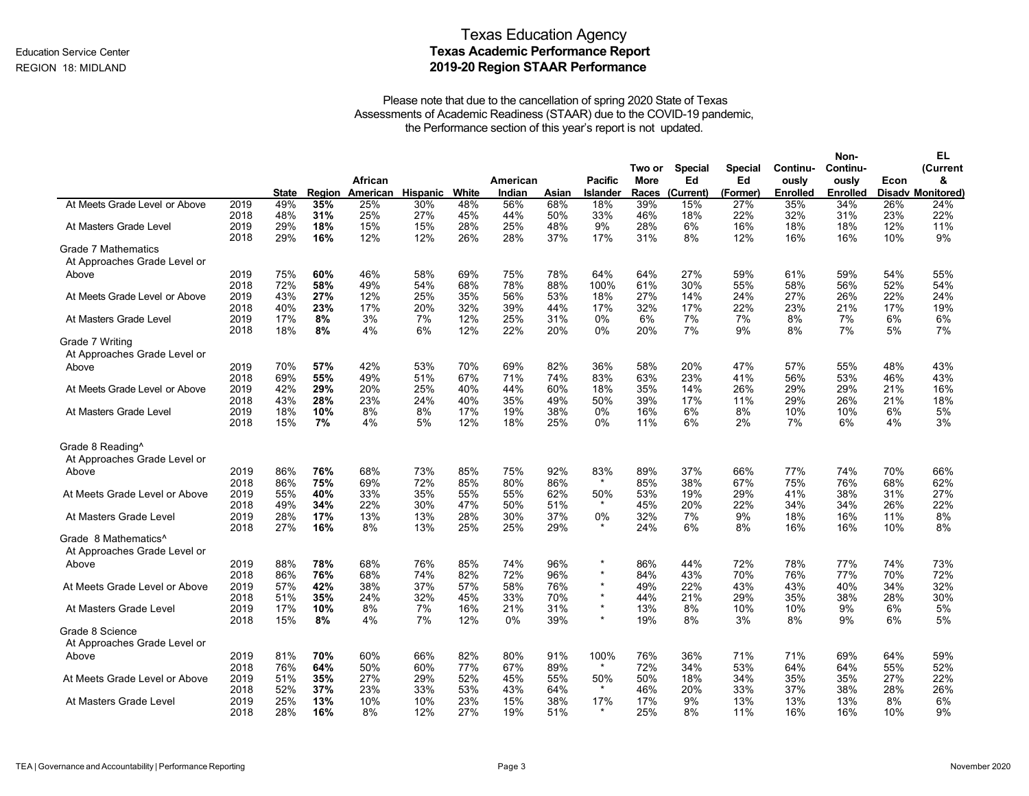Education Service Center
REGION 18: MIDLAND

# Texas Education Agency
## Texas Academic Performance Report
## 2019-20 Region STAAR Performance

Please note that due to the cancellation of spring 2020 State of Texas Assessments of Academic Readiness (STAAR) due to the COVID-19 pandemic, the Performance section of this year's report is not updated.

| | | State | Region | African American | Hispanic | White | American Indian | Asian | Pacific Islander | Two or More Races | Special Ed (Current) | Special Ed (Former) | Continuously Enrolled | Non-Continuously Enrolled | Econ Disadv | EL (Current & Monitored) |
|---|---|---|---|---|---|---|---|---|---|---|---|---|---|---|---|---|
| At Meets Grade Level or Above | 2019 | 49% | **35%** | 25% | 30% | 48% | 56% | 68% | 18% | 39% | 15% | 27% | 35% | 34% | 26% | 24% |
| | 2018 | 48% | **31%** | 25% | 27% | 45% | 44% | 50% | 33% | 46% | 18% | 22% | 32% | 31% | 23% | 22% |
| At Masters Grade Level | 2019 | 29% | **18%** | 15% | 15% | 28% | 25% | 48% | 9% | 28% | 6% | 16% | 18% | 18% | 12% | 11% |
| | 2018 | 29% | **16%** | 12% | 12% | 26% | 28% | 37% | 17% | 31% | 8% | 12% | 16% | 16% | 10% | 9% |
| Grade 7 Mathematics | | | | | | | | | | | | | | | | |
| At Approaches Grade Level or Above | 2019 | 75% | **60%** | 46% | 58% | 69% | 75% | 78% | 64% | 64% | 27% | 59% | 61% | 59% | 54% | 55% |
| | 2018 | 72% | **58%** | 49% | 54% | 68% | 78% | 88% | 100% | 61% | 30% | 55% | 58% | 56% | 52% | 54% |
| At Meets Grade Level or Above | 2019 | 43% | **27%** | 12% | 25% | 35% | 56% | 53% | 18% | 27% | 14% | 24% | 27% | 26% | 22% | 24% |
| | 2018 | 40% | **23%** | 17% | 20% | 32% | 39% | 44% | 17% | 32% | 17% | 22% | 23% | 21% | 17% | 19% |
| At Masters Grade Level | 2019 | 17% | **8%** | 3% | 7% | 12% | 25% | 31% | 0% | 6% | 7% | 7% | 8% | 7% | 6% | 6% |
| | 2018 | 18% | **8%** | 4% | 6% | 12% | 22% | 20% | 0% | 20% | 7% | 9% | 8% | 7% | 5% | 7% |
| Grade 7 Writing | | | | | | | | | | | | | | | | |
| At Approaches Grade Level or Above | 2019 | 70% | **57%** | 42% | 53% | 70% | 69% | 82% | 36% | 58% | 20% | 47% | 57% | 55% | 48% | 43% |
| | 2018 | 69% | **55%** | 49% | 51% | 67% | 71% | 74% | 83% | 63% | 23% | 41% | 56% | 53% | 46% | 43% |
| At Meets Grade Level or Above | 2019 | 42% | **29%** | 20% | 25% | 40% | 44% | 60% | 18% | 35% | 14% | 26% | 29% | 29% | 21% | 16% |
| | 2018 | 43% | **28%** | 23% | 24% | 40% | 35% | 49% | 50% | 39% | 17% | 11% | 29% | 26% | 21% | 18% |
| At Masters Grade Level | 2019 | 18% | **10%** | 8% | 8% | 17% | 19% | 38% | 0% | 16% | 6% | 8% | 10% | 10% | 6% | 5% |
| | 2018 | 15% | **7%** | 4% | 5% | 12% | 18% | 25% | 0% | 11% | 6% | 2% | 7% | 6% | 4% | 3% |
| Grade 8 Reading^ | | | | | | | | | | | | | | | | |
| At Approaches Grade Level or Above | 2019 | 86% | **76%** | 68% | 73% | 85% | 75% | 92% | 83% | 89% | 37% | 66% | 77% | 74% | 70% | 66% |
| | 2018 | 86% | **75%** | 69% | 72% | 85% | 80% | 86% | * | 85% | 38% | 67% | 75% | 76% | 68% | 62% |
| At Meets Grade Level or Above | 2019 | 55% | **40%** | 33% | 35% | 55% | 55% | 62% | 50% | 53% | 19% | 29% | 41% | 38% | 31% | 27% |
| | 2018 | 49% | **34%** | 22% | 30% | 47% | 50% | 51% | * | 45% | 20% | 22% | 34% | 34% | 26% | 22% |
| At Masters Grade Level | 2019 | 28% | **17%** | 13% | 13% | 28% | 30% | 37% | 0% | 32% | 7% | 9% | 18% | 16% | 11% | 8% |
| | 2018 | 27% | **16%** | 8% | 13% | 25% | 25% | 29% | * | 24% | 6% | 8% | 16% | 16% | 10% | 8% |
| Grade 8 Mathematics^ | | | | | | | | | | | | | | | | |
| At Approaches Grade Level or Above | 2019 | 88% | **78%** | 68% | 76% | 85% | 74% | 96% | * | 86% | 44% | 72% | 78% | 77% | 74% | 73% |
| | 2018 | 86% | **76%** | 68% | 74% | 82% | 72% | 96% | * | 84% | 43% | 70% | 76% | 77% | 70% | 72% |
| At Meets Grade Level or Above | 2019 | 57% | **42%** | 38% | 37% | 57% | 58% | 76% | * | 49% | 22% | 43% | 43% | 40% | 34% | 32% |
| | 2018 | 51% | **35%** | 24% | 32% | 45% | 33% | 70% | * | 44% | 21% | 29% | 35% | 38% | 28% | 30% |
| At Masters Grade Level | 2019 | 17% | **10%** | 8% | 7% | 16% | 21% | 31% | * | 13% | 8% | 10% | 10% | 9% | 6% | 5% |
| | 2018 | 15% | **8%** | 4% | 7% | 12% | 0% | 39% | * | 19% | 8% | 3% | 8% | 9% | 6% | 5% |
| Grade 8 Science | | | | | | | | | | | | | | | | |
| At Approaches Grade Level or Above | 2019 | 81% | **70%** | 60% | 66% | 82% | 80% | 91% | 100% | 76% | 36% | 71% | 71% | 69% | 64% | 59% |
| | 2018 | 76% | **64%** | 50% | 60% | 77% | 67% | 89% | * | 72% | 34% | 53% | 64% | 64% | 55% | 52% |
| At Meets Grade Level or Above | 2019 | 51% | **35%** | 27% | 29% | 52% | 45% | 55% | 50% | 50% | 18% | 34% | 35% | 35% | 27% | 22% |
| | 2018 | 52% | **37%** | 23% | 33% | 53% | 43% | 64% | * | 46% | 20% | 33% | 37% | 38% | 28% | 26% |
| At Masters Grade Level | 2019 | 25% | **13%** | 10% | 10% | 23% | 15% | 38% | 17% | 17% | 9% | 13% | 13% | 13% | 8% | 6% |
| | 2018 | 28% | **16%** | 8% | 12% | 27% | 19% | 51% | * | 25% | 8% | 11% | 16% | 16% | 10% | 9% |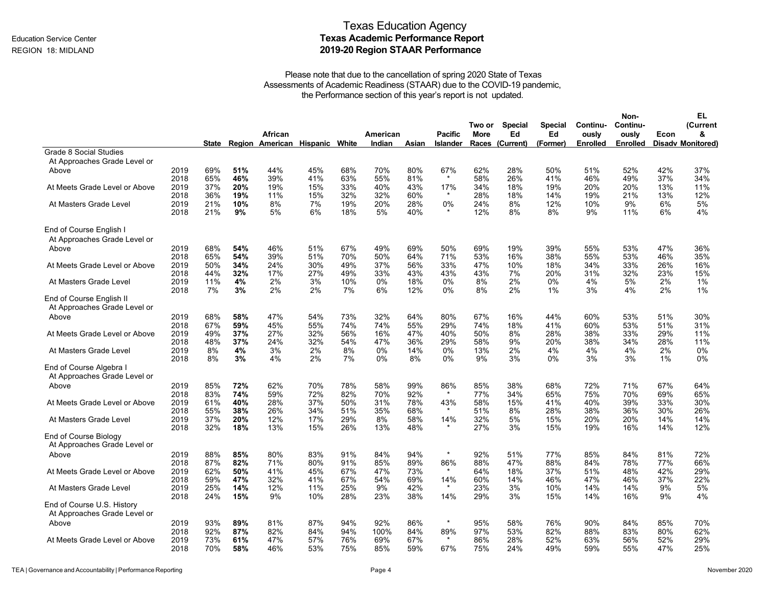# Texas Education Agency
## Texas Academic Performance Report
## 2019-20 Region STAAR Performance

Education Service Center
REGION 18: MIDLAND

Please note that due to the cancellation of spring 2020 State of Texas Assessments of Academic Readiness (STAAR) due to the COVID-19 pandemic, the Performance section of this year's report is not updated.

| | | State | Region | African American | Hispanic | White | American Indian | Asian | Pacific Islander | Two or More Races | Special Ed (Current) | Special Ed (Former) | Continuously Enrolled | Non-Continuously Enrolled | Econ Disadv | EL (Current & Monitored) |
|---|---|---|---|---|---|---|---|---|---|---|---|---|---|---|---|---|
| **Grade 8 Social Studies** | | | | | | | | | | | | | | | | |
| At Approaches Grade Level or Above | 2019 | 69% | **51%** | 44% | 45% | 68% | 70% | 80% | 67% | 62% | 28% | 50% | 51% | 52% | 42% | 37% |
| | 2018 | 65% | **46%** | 39% | 41% | 63% | 55% | 81% | * | 58% | 26% | 41% | 46% | 49% | 37% | 34% |
| At Meets Grade Level or Above | 2019 | 37% | **20%** | 19% | 15% | 33% | 40% | 43% | 17% | 34% | 18% | 19% | 20% | 20% | 13% | 11% |
| | 2018 | 36% | **19%** | 11% | 15% | 32% | 32% | 60% | * | 28% | 18% | 14% | 19% | 21% | 13% | 12% |
| At Masters Grade Level | 2019 | 21% | **10%** | 8% | 7% | 19% | 20% | 28% | 0% | 24% | 8% | 12% | 10% | 9% | 6% | 5% |
| | 2018 | 21% | **9%** | 5% | 6% | 18% | 5% | 40% | * | 12% | 8% | 8% | 9% | 11% | 6% | 4% |
| **End of Course English I** | | | | | | | | | | | | | | | | |
| At Approaches Grade Level or Above | 2019 | 68% | **54%** | 46% | 51% | 67% | 49% | 69% | 50% | 69% | 19% | 39% | 55% | 53% | 47% | 36% |
| | 2018 | 65% | **54%** | 39% | 51% | 70% | 50% | 64% | 71% | 53% | 16% | 38% | 55% | 53% | 46% | 35% |
| At Meets Grade Level or Above | 2019 | 50% | **34%** | 24% | 30% | 49% | 37% | 56% | 33% | 47% | 10% | 18% | 34% | 33% | 26% | 16% |
| | 2018 | 44% | **32%** | 17% | 27% | 49% | 33% | 43% | 43% | 43% | 7% | 20% | 31% | 32% | 23% | 15% |
| At Masters Grade Level | 2019 | 11% | **4%** | 2% | 3% | 10% | 0% | 18% | 0% | 8% | 2% | 0% | 4% | 5% | 2% | 1% |
| | 2018 | 7% | **3%** | 2% | 2% | 7% | 6% | 12% | 0% | 8% | 2% | 1% | 3% | 4% | 2% | 1% |
| **End of Course English II** | | | | | | | | | | | | | | | | |
| At Approaches Grade Level or Above | 2019 | 68% | **58%** | 47% | 54% | 73% | 32% | 64% | 80% | 67% | 16% | 44% | 60% | 53% | 51% | 30% |
| | 2018 | 67% | **59%** | 45% | 55% | 74% | 74% | 55% | 29% | 74% | 18% | 41% | 60% | 53% | 51% | 31% |
| At Meets Grade Level or Above | 2019 | 49% | **37%** | 27% | 32% | 56% | 16% | 47% | 40% | 50% | 8% | 28% | 38% | 33% | 29% | 11% |
| | 2018 | 48% | **37%** | 24% | 32% | 54% | 47% | 36% | 29% | 58% | 9% | 20% | 38% | 34% | 28% | 11% |
| At Masters Grade Level | 2019 | 8% | **4%** | 3% | 2% | 8% | 0% | 14% | 0% | 13% | 2% | 4% | 4% | 4% | 2% | 0% |
| | 2018 | 8% | **3%** | 4% | 2% | 7% | 0% | 8% | 0% | 9% | 3% | 0% | 3% | 3% | 1% | 0% |
| **End of Course Algebra I** | | | | | | | | | | | | | | | | |
| At Approaches Grade Level or Above | 2019 | 85% | **72%** | 62% | 70% | 78% | 58% | 99% | 86% | 85% | 38% | 68% | 72% | 71% | 67% | 64% |
| | 2018 | 83% | **74%** | 59% | 72% | 82% | 70% | 92% | * | 77% | 34% | 65% | 75% | 70% | 69% | 65% |
| At Meets Grade Level or Above | 2019 | 61% | **40%** | 28% | 37% | 50% | 31% | 78% | 43% | 58% | 15% | 41% | 40% | 39% | 33% | 30% |
| | 2018 | 55% | **38%** | 26% | 34% | 51% | 35% | 68% | * | 51% | 8% | 28% | 38% | 36% | 30% | 26% |
| At Masters Grade Level | 2019 | 37% | **20%** | 12% | 17% | 29% | 8% | 58% | 14% | 32% | 5% | 15% | 20% | 20% | 14% | 14% |
| | 2018 | 32% | **18%** | 13% | 15% | 26% | 13% | 48% | * | 27% | 3% | 15% | 19% | 16% | 14% | 12% |
| **End of Course Biology** | | | | | | | | | | | | | | | | |
| At Approaches Grade Level or Above | 2019 | 88% | **85%** | 80% | 83% | 91% | 84% | 94% | * | 92% | 51% | 77% | 85% | 84% | 81% | 72% |
| | 2018 | 87% | **82%** | 71% | 80% | 91% | 85% | 89% | 86% | 88% | 47% | 88% | 84% | 78% | 77% | 66% |
| At Meets Grade Level or Above | 2019 | 62% | **50%** | 41% | 45% | 67% | 47% | 73% | * | 64% | 18% | 37% | 51% | 48% | 42% | 29% |
| | 2018 | 59% | **47%** | 32% | 41% | 67% | 54% | 69% | 14% | 60% | 14% | 46% | 47% | 46% | 37% | 22% |
| At Masters Grade Level | 2019 | 25% | **14%** | 12% | 11% | 25% | 9% | 42% | * | 23% | 3% | 10% | 14% | 14% | 9% | 5% |
| | 2018 | 24% | **15%** | 9% | 10% | 28% | 23% | 38% | 14% | 29% | 3% | 15% | 14% | 16% | 9% | 4% |
| **End of Course U.S. History** | | | | | | | | | | | | | | | | |
| At Approaches Grade Level or Above | 2019 | 93% | **89%** | 81% | 87% | 94% | 92% | 86% | * | 95% | 58% | 76% | 90% | 84% | 85% | 70% |
| | 2018 | 92% | **87%** | 82% | 84% | 94% | 100% | 84% | 89% | 97% | 53% | 82% | 88% | 83% | 80% | 62% |
| At Meets Grade Level or Above | 2019 | 73% | **61%** | 47% | 57% | 76% | 69% | 67% | * | 86% | 28% | 52% | 63% | 56% | 52% | 29% |
| | 2018 | 70% | **58%** | 46% | 53% | 75% | 85% | 59% | 67% | 75% | 24% | 49% | 59% | 55% | 47% | 25% |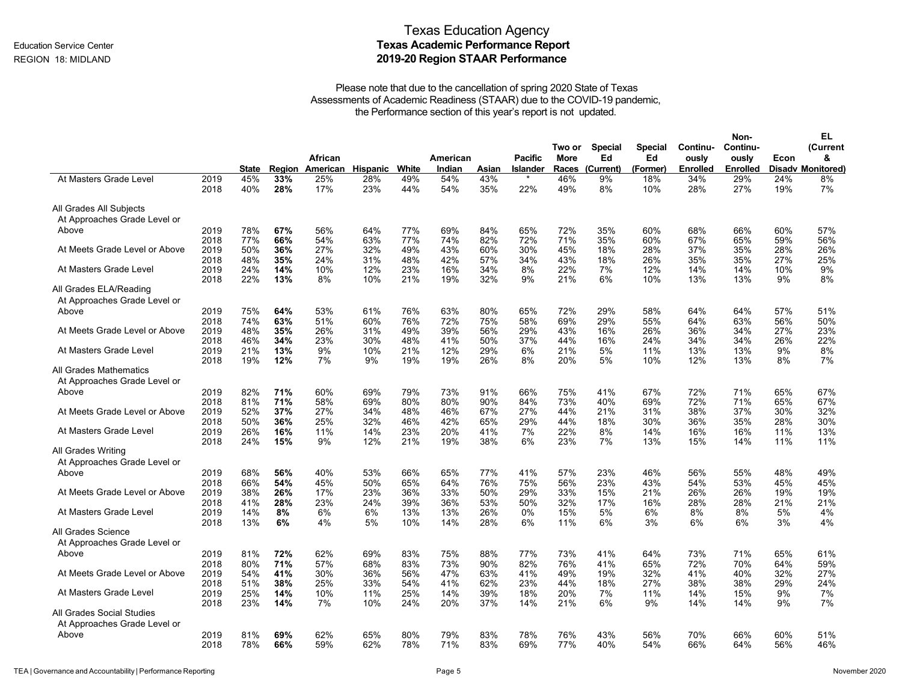# Texas Education Agency
## Texas Academic Performance Report
## 2019-20 Region STAAR Performance

Education Service Center
REGION 18: MIDLAND

Please note that due to the cancellation of spring 2020 State of Texas Assessments of Academic Readiness (STAAR) due to the COVID-19 pandemic, the Performance section of this year's report is not updated.

| | | State | Region | African American | Hispanic | White | American Indian | Asian | Pacific Islander | Two or More Races | Special Ed (Current) | Special Ed (Former) | Continuously Enrolled | Non-Continuously Enrolled | Econ Disadv | EL (Current & Monitored) |
|---|---|---|---|---|---|---|---|---|---|---|---|---|---|---|---|---|
| At Masters Grade Level | 2019 | 45% | **33%** | 25% | 28% | 49% | 54% | 43% | * | 46% | 9% | 18% | 34% | 29% | 24% | 8% |
| | 2018 | 40% | **28%** | 17% | 23% | 44% | 54% | 35% | 22% | 49% | 8% | 10% | 28% | 27% | 19% | 7% |
| **All Grades All Subjects** | | | | | | | | | | | | | | | | |
| At Approaches Grade Level or Above | 2019 | 78% | **67%** | 56% | 64% | 77% | 69% | 84% | 65% | 72% | 35% | 60% | 68% | 66% | 60% | 57% |
| | 2018 | 77% | **66%** | 54% | 63% | 77% | 74% | 82% | 72% | 71% | 35% | 60% | 67% | 65% | 59% | 56% |
| At Meets Grade Level or Above | 2019 | 50% | **36%** | 27% | 32% | 49% | 43% | 60% | 30% | 45% | 18% | 28% | 37% | 35% | 28% | 26% |
| | 2018 | 48% | **35%** | 24% | 31% | 48% | 42% | 57% | 34% | 43% | 18% | 26% | 35% | 35% | 27% | 25% |
| At Masters Grade Level | 2019 | 24% | **14%** | 10% | 12% | 23% | 16% | 34% | 8% | 22% | 7% | 12% | 14% | 14% | 10% | 9% |
| | 2018 | 22% | **13%** | 8% | 10% | 21% | 19% | 32% | 9% | 21% | 6% | 10% | 13% | 13% | 9% | 8% |
| **All Grades ELA/Reading** | | | | | | | | | | | | | | | | |
| At Approaches Grade Level or Above | 2019 | 75% | **64%** | 53% | 61% | 76% | 63% | 80% | 65% | 72% | 29% | 58% | 64% | 64% | 57% | 51% |
| | 2018 | 74% | **63%** | 51% | 60% | 76% | 72% | 75% | 58% | 69% | 29% | 55% | 64% | 63% | 56% | 50% |
| At Meets Grade Level or Above | 2019 | 48% | **35%** | 26% | 31% | 49% | 39% | 56% | 29% | 43% | 16% | 26% | 36% | 34% | 27% | 23% |
| | 2018 | 46% | **34%** | 23% | 30% | 48% | 41% | 50% | 37% | 44% | 16% | 24% | 34% | 34% | 26% | 22% |
| At Masters Grade Level | 2019 | 21% | **13%** | 9% | 10% | 21% | 12% | 29% | 6% | 21% | 5% | 11% | 13% | 13% | 9% | 8% |
| | 2018 | 19% | **12%** | 7% | 9% | 19% | 19% | 26% | 8% | 20% | 5% | 10% | 12% | 13% | 8% | 7% |
| **All Grades Mathematics** | | | | | | | | | | | | | | | | |
| At Approaches Grade Level or Above | 2019 | 82% | **71%** | 60% | 69% | 79% | 73% | 91% | 66% | 75% | 41% | 67% | 72% | 71% | 65% | 67% |
| | 2018 | 81% | **71%** | 58% | 69% | 80% | 80% | 90% | 84% | 73% | 40% | 69% | 72% | 71% | 65% | 67% |
| At Meets Grade Level or Above | 2019 | 52% | **37%** | 27% | 34% | 48% | 46% | 67% | 27% | 44% | 21% | 31% | 38% | 37% | 30% | 32% |
| | 2018 | 50% | **36%** | 25% | 32% | 46% | 42% | 65% | 29% | 44% | 18% | 30% | 36% | 35% | 28% | 30% |
| At Masters Grade Level | 2019 | 26% | **16%** | 11% | 14% | 23% | 20% | 41% | 7% | 22% | 8% | 14% | 16% | 16% | 11% | 13% |
| | 2018 | 24% | **15%** | 9% | 12% | 21% | 19% | 38% | 6% | 23% | 7% | 13% | 15% | 14% | 11% | 11% |
| **All Grades Writing** | | | | | | | | | | | | | | | | |
| At Approaches Grade Level or Above | 2019 | 68% | **56%** | 40% | 53% | 66% | 65% | 77% | 41% | 57% | 23% | 46% | 56% | 55% | 48% | 49% |
| | 2018 | 66% | **54%** | 45% | 50% | 65% | 64% | 76% | 75% | 56% | 23% | 43% | 54% | 53% | 45% | 45% |
| At Meets Grade Level or Above | 2019 | 38% | **26%** | 17% | 23% | 36% | 33% | 50% | 29% | 33% | 15% | 21% | 26% | 26% | 19% | 19% |
| | 2018 | 41% | **28%** | 23% | 24% | 39% | 36% | 53% | 50% | 32% | 17% | 16% | 28% | 28% | 21% | 21% |
| At Masters Grade Level | 2019 | 14% | **8%** | 6% | 6% | 13% | 13% | 26% | 0% | 15% | 5% | 6% | 8% | 8% | 5% | 4% |
| | 2018 | 13% | **6%** | 4% | 5% | 10% | 14% | 28% | 6% | 11% | 6% | 3% | 6% | 6% | 3% | 4% |
| **All Grades Science** | | | | | | | | | | | | | | | | |
| At Approaches Grade Level or Above | 2019 | 81% | **72%** | 62% | 69% | 83% | 75% | 88% | 77% | 73% | 41% | 64% | 73% | 71% | 65% | 61% |
| | 2018 | 80% | **71%** | 57% | 68% | 83% | 73% | 90% | 82% | 76% | 41% | 65% | 72% | 70% | 64% | 59% |
| At Meets Grade Level or Above | 2019 | 54% | **41%** | 30% | 36% | 56% | 47% | 63% | 41% | 49% | 19% | 32% | 41% | 40% | 32% | 27% |
| | 2018 | 51% | **38%** | 25% | 33% | 54% | 41% | 62% | 23% | 44% | 18% | 27% | 38% | 38% | 29% | 24% |
| At Masters Grade Level | 2019 | 25% | **14%** | 10% | 11% | 25% | 14% | 39% | 18% | 20% | 7% | 11% | 14% | 15% | 9% | 7% |
| | 2018 | 23% | **14%** | 7% | 10% | 24% | 20% | 37% | 14% | 21% | 6% | 9% | 14% | 14% | 9% | 7% |
| **All Grades Social Studies** | | | | | | | | | | | | | | | | |
| At Approaches Grade Level or Above | 2019 | 81% | **69%** | 62% | 65% | 80% | 79% | 83% | 78% | 76% | 43% | 56% | 70% | 66% | 60% | 51% |
| | 2018 | 78% | **66%** | 59% | 62% | 78% | 71% | 83% | 69% | 77% | 40% | 54% | 66% | 64% | 56% | 46% |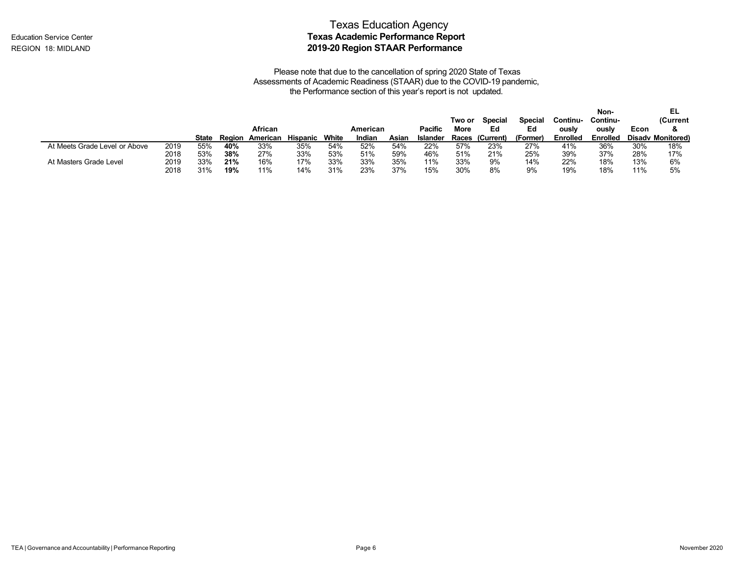Education Service Center
REGION 18: MIDLAND

# Texas Education Agency
## Texas Academic Performance Report
## 2019-20 Region STAAR Performance

Please note that due to the cancellation of spring 2020 State of Texas Assessments of Academic Readiness (STAAR) due to the COVID-19 pandemic, the Performance section of this year's report is not updated.

| | | State | Region | African American | Hispanic | White | American Indian | Asian | Pacific Islander | Two or More Races | Special Ed (Current) | Special Ed (Former) | Continu-ously Enrolled | Non-Continu-ously Enrolled | Econ Disadv | EL (Current & Monitored) |
|---|---|---|---|---|---|---|---|---|---|---|---|---|---|---|---|---|
| At Meets Grade Level or Above | 2019 | 55% | **40%** | 33% | 35% | 54% | 52% | 54% | 22% | 57% | 23% | 27% | 41% | 36% | 30% | 18% |
| | 2018 | 53% | **38%** | 27% | 33% | 53% | 51% | 59% | 46% | 51% | 21% | 25% | 39% | 37% | 28% | 17% |
| At Masters Grade Level | 2019 | 33% | **21%** | 16% | 17% | 33% | 33% | 35% | 11% | 33% | 9% | 14% | 22% | 18% | 13% | 6% |
| | 2018 | 31% | **19%** | 11% | 14% | 31% | 23% | 37% | 15% | 30% | 8% | 9% | 19% | 18% | 11% | 5% |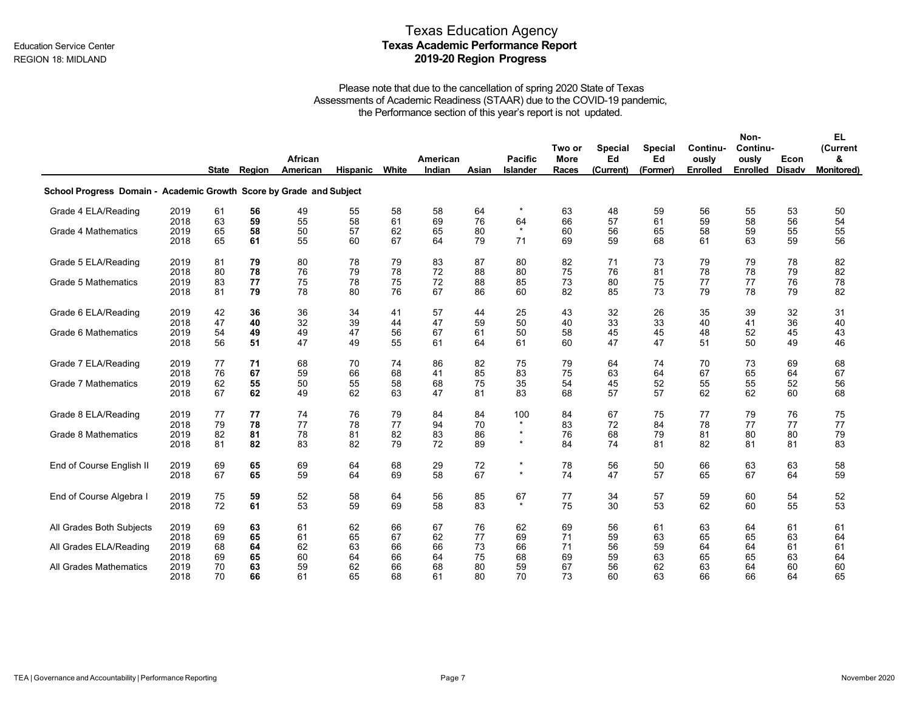Education Service Center
REGION 18: MIDLAND

# Texas Education Agency
## Texas Academic Performance Report
## 2019-20 Region Progress

Please note that due to the cancellation of spring 2020 State of Texas Assessments of Academic Readiness (STAAR) due to the COVID-19 pandemic, the Performance section of this year's report is not updated.

| | | State | Region | African American | Hispanic | White | American Indian | Asian | Pacific Islander | Two or More Races | Special Ed (Current) | Special Ed (Former) | Continuously Enrolled | Non-Continuously Enrolled | Econ Disadv | EL (Current & Monitored) |
|---|---|---|---|---|---|---|---|---|---|---|---|---|---|---|---|---|
| **School Progress Domain - Academic Growth Score by Grade and Subject** | | | | | | | | | | | | | | | | |
| Grade 4 ELA/Reading | 2019 | 61 | **56** | 49 | 55 | 58 | 58 | 64 | * | 63 | 48 | 59 | 56 | 55 | 53 | 50 |
| | 2018 | 63 | **59** | 55 | 58 | 61 | 69 | 76 | 64 | 66 | 57 | 61 | 59 | 58 | 56 | 54 |
| Grade 4 Mathematics | 2019 | 65 | **58** | 50 | 57 | 62 | 65 | 80 | * | 60 | 56 | 65 | 58 | 59 | 55 | 55 |
| | 2018 | 65 | **61** | 55 | 60 | 67 | 64 | 79 | 71 | 69 | 59 | 68 | 61 | 63 | 59 | 56 |
| Grade 5 ELA/Reading | 2019 | 81 | **79** | 80 | 78 | 79 | 83 | 87 | 80 | 82 | 71 | 73 | 79 | 79 | 78 | 82 |
| | 2018 | 80 | **78** | 76 | 79 | 78 | 72 | 88 | 80 | 75 | 76 | 81 | 78 | 78 | 79 | 82 |
| Grade 5 Mathematics | 2019 | 83 | **77** | 75 | 78 | 75 | 72 | 88 | 85 | 73 | 80 | 75 | 77 | 77 | 76 | 78 |
| | 2018 | 81 | **79** | 78 | 80 | 76 | 67 | 86 | 60 | 82 | 85 | 73 | 79 | 78 | 79 | 82 |
| Grade 6 ELA/Reading | 2019 | 42 | **36** | 36 | 34 | 41 | 57 | 44 | 25 | 43 | 32 | 26 | 35 | 39 | 32 | 31 |
| | 2018 | 47 | **40** | 32 | 39 | 44 | 47 | 59 | 50 | 40 | 33 | 33 | 40 | 41 | 36 | 40 |
| Grade 6 Mathematics | 2019 | 54 | **49** | 49 | 47 | 56 | 67 | 61 | 50 | 58 | 45 | 45 | 48 | 52 | 45 | 43 |
| | 2018 | 56 | **51** | 47 | 49 | 55 | 61 | 64 | 61 | 60 | 47 | 47 | 51 | 50 | 49 | 46 |
| Grade 7 ELA/Reading | 2019 | 77 | **71** | 68 | 70 | 74 | 86 | 82 | 75 | 79 | 64 | 74 | 70 | 73 | 69 | 68 |
| | 2018 | 76 | **67** | 59 | 66 | 68 | 41 | 85 | 83 | 75 | 63 | 64 | 67 | 65 | 64 | 67 |
| Grade 7 Mathematics | 2019 | 62 | **55** | 50 | 55 | 58 | 68 | 75 | 35 | 54 | 45 | 52 | 55 | 55 | 52 | 56 |
| | 2018 | 67 | **62** | 49 | 62 | 63 | 47 | 81 | 83 | 68 | 57 | 57 | 62 | 62 | 60 | 68 |
| Grade 8 ELA/Reading | 2019 | 77 | **77** | 74 | 76 | 79 | 84 | 84 | 100 | 84 | 67 | 75 | 77 | 79 | 76 | 75 |
| | 2018 | 79 | **78** | 77 | 78 | 77 | 94 | 70 | * | 83 | 72 | 84 | 78 | 77 | 77 | 77 |
| Grade 8 Mathematics | 2019 | 82 | **81** | 78 | 81 | 82 | 83 | 86 | * | 76 | 68 | 79 | 81 | 80 | 80 | 79 |
| | 2018 | 81 | **82** | 83 | 82 | 79 | 72 | 89 | * | 84 | 74 | 81 | 82 | 81 | 81 | 83 |
| End of Course English II | 2019 | 69 | **65** | 69 | 64 | 68 | 29 | 72 | * | 78 | 56 | 50 | 66 | 63 | 63 | 58 |
| | 2018 | 67 | **65** | 59 | 64 | 69 | 58 | 67 | * | 74 | 47 | 57 | 65 | 67 | 64 | 59 |
| End of Course Algebra I | 2019 | 75 | **59** | 52 | 58 | 64 | 56 | 85 | 67 | 77 | 34 | 57 | 59 | 60 | 54 | 52 |
| | 2018 | 72 | **61** | 53 | 59 | 69 | 58 | 83 | * | 75 | 30 | 53 | 62 | 60 | 55 | 53 |
| All Grades Both Subjects | 2019 | 69 | **63** | 61 | 62 | 66 | 67 | 76 | 62 | 69 | 56 | 61 | 63 | 64 | 61 | 61 |
| | 2018 | 69 | **65** | 61 | 65 | 67 | 62 | 77 | 69 | 71 | 59 | 63 | 65 | 65 | 63 | 64 |
| All Grades ELA/Reading | 2019 | 68 | **64** | 62 | 63 | 66 | 66 | 73 | 66 | 71 | 56 | 59 | 64 | 64 | 61 | 61 |
| | 2018 | 69 | **65** | 60 | 64 | 66 | 64 | 75 | 68 | 69 | 59 | 63 | 65 | 65 | 63 | 64 |
| All Grades Mathematics | 2019 | 70 | **63** | 59 | 62 | 66 | 68 | 80 | 59 | 67 | 56 | 62 | 63 | 64 | 60 | 60 |
| | 2018 | 70 | **66** | 61 | 65 | 68 | 61 | 80 | 70 | 73 | 60 | 63 | 66 | 66 | 64 | 65 |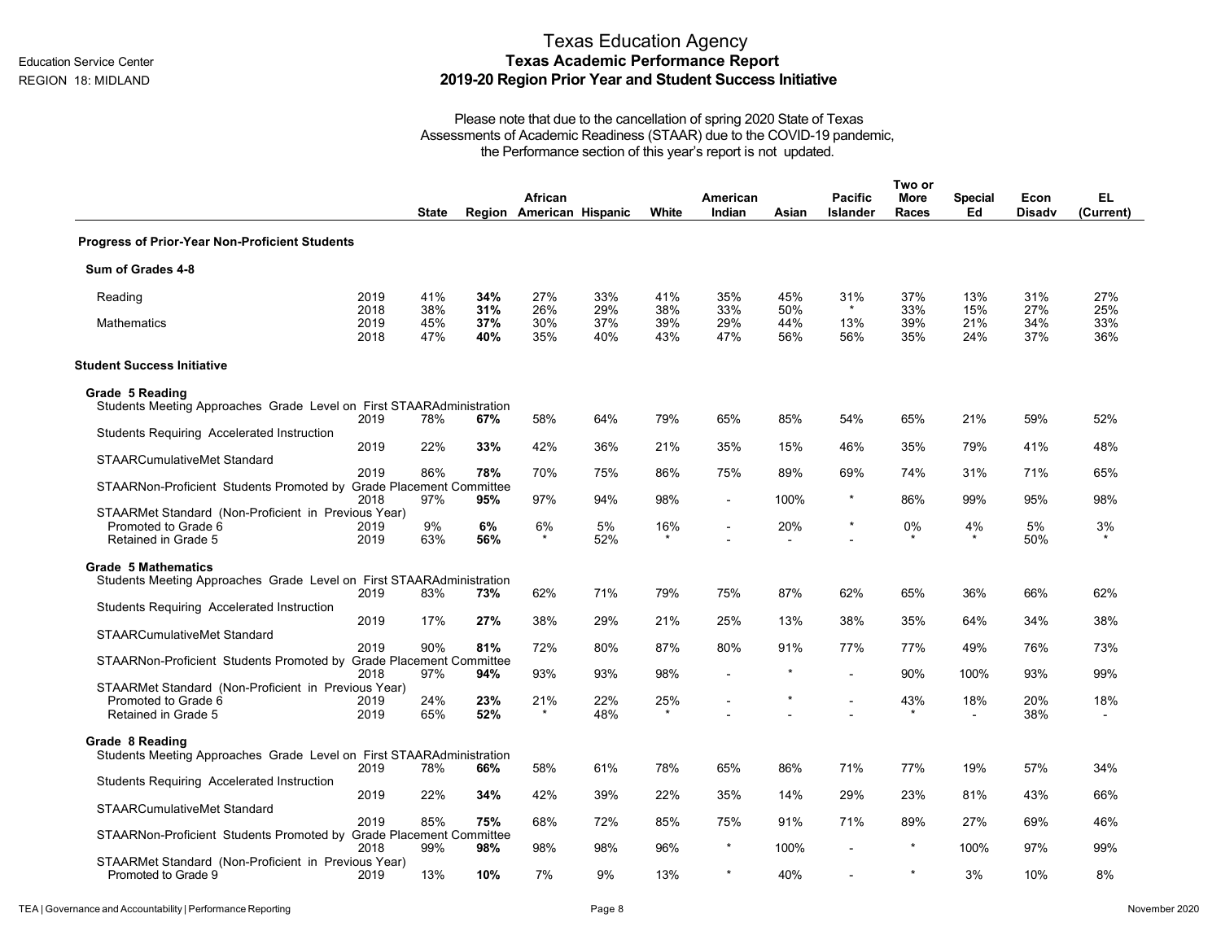Education Service Center
REGION 18: MIDLAND

# Texas Education Agency
## Texas Academic Performance Report
## 2019-20 Region Prior Year and Student Success Initiative

Please note that due to the cancellation of spring 2020 State of Texas Assessments of Academic Readiness (STAAR) due to the COVID-19 pandemic, the Performance section of this year's report is not updated.

| | | State | Region | African American | Hispanic | White | American Indian | Asian | Pacific Islander | Two or More Races | Special Ed | Econ Disadv | EL (Current) |
|---|---|---|---|---|---|---|---|---|---|---|---|---|---|
| **Progress of Prior-Year Non-Proficient Students** | | | | | | | | | | | | | |
| **Sum of Grades 4-8** | | | | | | | | | | | | | |
| Reading | 2019 | 41% | **34%** | 27% | 33% | 41% | 35% | 45% | 31% | 37% | 13% | 31% | 27% |
| | 2018 | 38% | **31%** | 26% | 29% | 38% | 33% | 50% | * | 33% | 15% | 27% | 25% |
| Mathematics | 2019 | 45% | **37%** | 30% | 37% | 39% | 29% | 44% | 13% | 39% | 21% | 34% | 33% |
| | 2018 | 47% | **40%** | 35% | 40% | 43% | 47% | 56% | 56% | 35% | 24% | 37% | 36% |
| **Student Success Initiative** | | | | | | | | | | | | | |
| **Grade 5 Reading** | | | | | | | | | | | | | |
| Students Meeting Approaches Grade Level on First STAAR Administration | 2019 | 78% | **67%** | 58% | 64% | 79% | 65% | 85% | 54% | 65% | 21% | 59% | 52% |
| Students Requiring Accelerated Instruction | 2019 | 22% | **33%** | 42% | 36% | 21% | 35% | 15% | 46% | 35% | 79% | 41% | 48% |
| STAAR Cumulative Met Standard | 2019 | 86% | **78%** | 70% | 75% | 86% | 75% | 89% | 69% | 74% | 31% | 71% | 65% |
| STAAR Non-Proficient Students Promoted by Grade Placement Committee | 2018 | 97% | **95%** | 97% | 94% | 98% | - | 100% | * | 86% | 99% | 95% | 98% |
| STAAR Met Standard (Non-Proficient in Previous Year) | | | | | | | | | | | | | |
| Promoted to Grade 6 | 2019 | 9% | **6%** | 6% | 5% | 16% | - | 20% | * | 0% | 4% | 5% | 3% |
| Retained in Grade 5 | 2019 | 63% | **56%** | * | 52% | * | - | - | - | * | * | 50% | * |
| **Grade 5 Mathematics** | | | | | | | | | | | | | |
| Students Meeting Approaches Grade Level on First STAAR Administration | 2019 | 83% | **73%** | 62% | 71% | 79% | 75% | 87% | 62% | 65% | 36% | 66% | 62% |
| Students Requiring Accelerated Instruction | 2019 | 17% | **27%** | 38% | 29% | 21% | 25% | 13% | 38% | 35% | 64% | 34% | 38% |
| STAAR Cumulative Met Standard | 2019 | 90% | **81%** | 72% | 80% | 87% | 80% | 91% | 77% | 77% | 49% | 76% | 73% |
| STAAR Non-Proficient Students Promoted by Grade Placement Committee | 2018 | 97% | **94%** | 93% | 93% | 98% | - | * | - | 90% | 100% | 93% | 99% |
| STAAR Met Standard (Non-Proficient in Previous Year) | | | | | | | | | | | | | |
| Promoted to Grade 6 | 2019 | 24% | **23%** | 21% | 22% | 25% | - | * | - | 43% | 18% | 20% | 18% |
| Retained in Grade 5 | 2019 | 65% | **52%** | * | 48% | * | - | - | - | * | - | 38% | - |
| **Grade 8 Reading** | | | | | | | | | | | | | |
| Students Meeting Approaches Grade Level on First STAAR Administration | 2019 | 78% | **66%** | 58% | 61% | 78% | 65% | 86% | 71% | 77% | 19% | 57% | 34% |
| Students Requiring Accelerated Instruction | 2019 | 22% | **34%** | 42% | 39% | 22% | 35% | 14% | 29% | 23% | 81% | 43% | 66% |
| STAAR Cumulative Met Standard | 2019 | 85% | **75%** | 68% | 72% | 85% | 75% | 91% | 71% | 89% | 27% | 69% | 46% |
| STAAR Non-Proficient Students Promoted by Grade Placement Committee | 2018 | 99% | **98%** | 98% | 98% | 96% | * | 100% | - | * | 100% | 97% | 99% |
| STAAR Met Standard (Non-Proficient in Previous Year) | | | | | | | | | | | | | |
| Promoted to Grade 9 | 2019 | 13% | **10%** | 7% | 9% | 13% | * | 40% | - | * | 3% | 10% | 8% |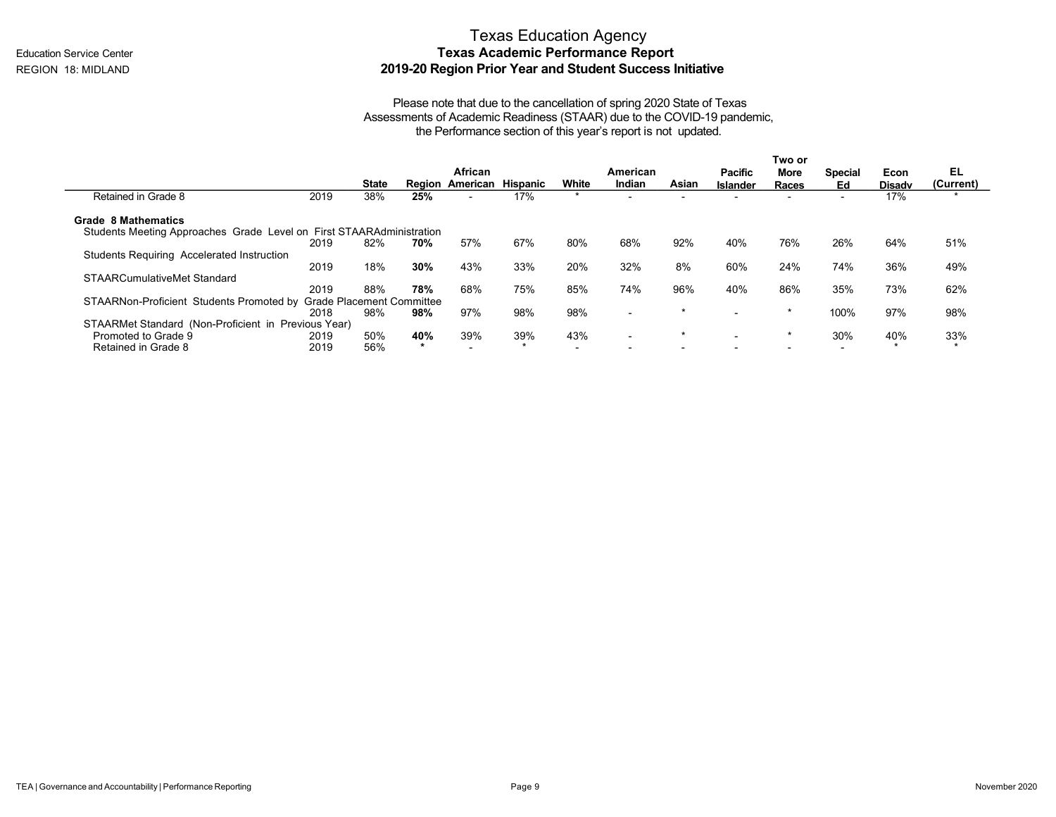Education Service Center
REGION 18: MIDLAND

# Texas Education Agency
## Texas Academic Performance Report
## 2019-20 Region Prior Year and Student Success Initiative

Please note that due to the cancellation of spring 2020 State of Texas Assessments of Academic Readiness (STAAR) due to the COVID-19 pandemic, the Performance section of this year's report is not updated.

| | | State | Region | African American | Hispanic | White | American Indian | Asian | Pacific Islander | Two or More Races | Special Ed | Econ Disadv | EL (Current) |
|---|---|---|---|---|---|---|---|---|---|---|---|---|---|
| Retained in Grade 8 | 2019 | 38% | **25%** | - | 17% | * | - | - | - | - | - | 17% | * |
| **Grade 8 Mathematics** | | | | | | | | | | | | | |
| Students Meeting Approaches Grade Level on First STAARAdministration | 2019 | 82% | **70%** | 57% | 67% | 80% | 68% | 92% | 40% | 76% | 26% | 64% | 51% |
| Students Requiring Accelerated Instruction | 2019 | 18% | **30%** | 43% | 33% | 20% | 32% | 8% | 60% | 24% | 74% | 36% | 49% |
| STAARCumulativeMet Standard | 2019 | 88% | **78%** | 68% | 75% | 85% | 74% | 96% | 40% | 86% | 35% | 73% | 62% |
| STAARNon-Proficient Students Promoted by Grade Placement Committee | 2018 | 98% | **98%** | 97% | 98% | 98% | - | * | - | * | 100% | 97% | 98% |
| STAARMet Standard (Non-Proficient in Previous Year) | | | | | | | | | | | | | |
| Promoted to Grade 9 | 2019 | 50% | **40%** | 39% | 39% | 43% | - | * | - | * | 30% | 40% | 33% |
| Retained in Grade 8 | 2019 | 56% | ***** | - | * | - | - | - | - | - | - | * | * |

TEA | Governance and Accountability | Performance Reporting — November 2020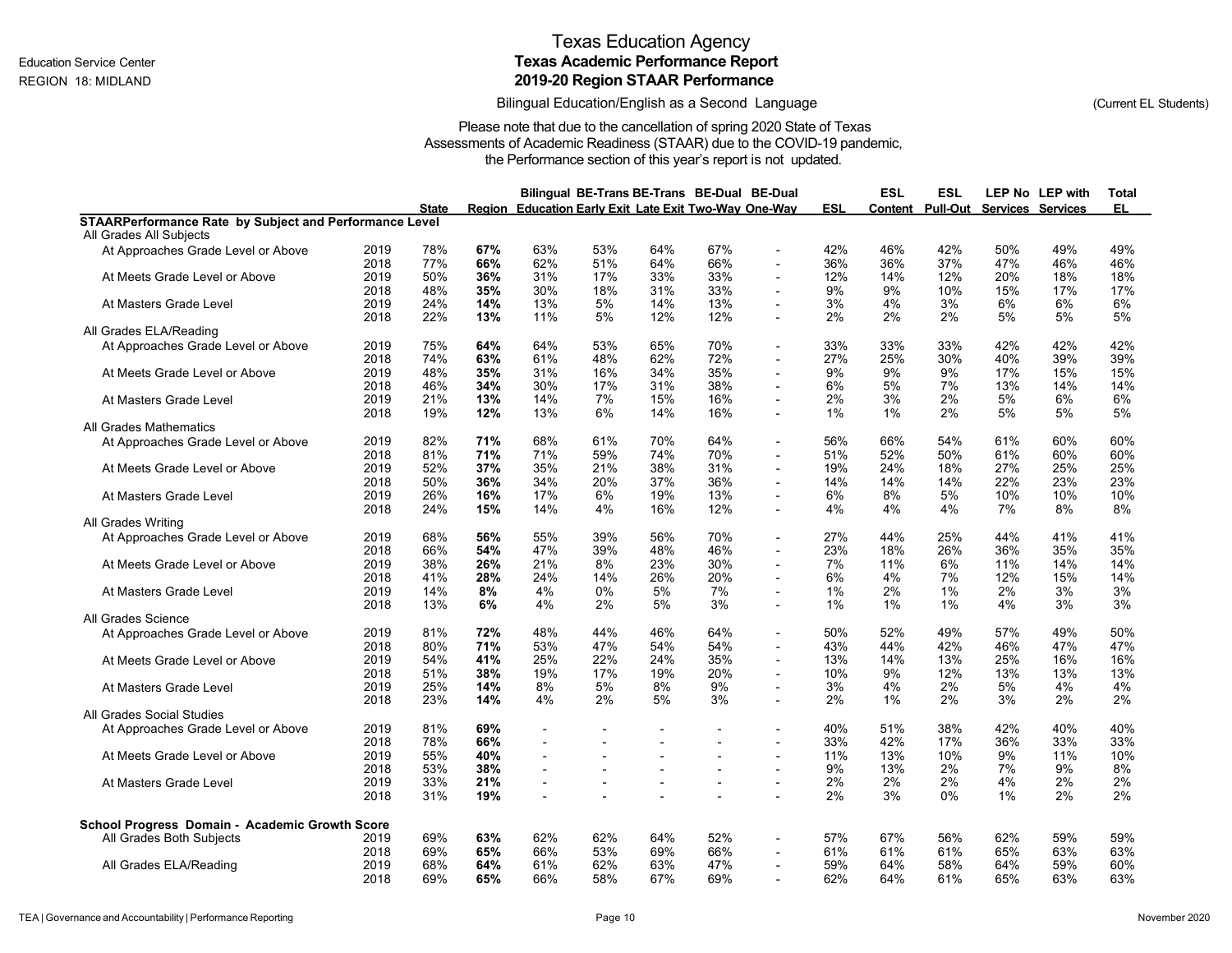Education Service Center
REGION 18: MIDLAND

# Texas Education Agency
## Texas Academic Performance Report
## 2019-20 Region STAAR Performance

Bilingual Education/English as a Second Language (Current EL Students)

Please note that due to the cancellation of spring 2020 State of Texas Assessments of Academic Readiness (STAAR) due to the COVID-19 pandemic, the Performance section of this year's report is not updated.

| | | State | Region | Bilingual Education | BE-Trans Early Exit | BE-Trans Late Exit | BE-Dual Two-Way | BE-Dual One-Way | ESL | ESL Content | ESL Pull-Out | LEP No Services | LEP with Services | Total EL |
|---|---|---|---|---|---|---|---|---|---|---|---|---|---|---|
| **STAARPerformance Rate by Subject and Performance Level** | | | | | | | | | | | | | | |
| All Grades All Subjects | | | | | | | | | | | | | | |
| At Approaches Grade Level or Above | 2019 | 78% | **67%** | 63% | 53% | 64% | 67% | - | 42% | 46% | 42% | 50% | 49% | 49% |
| | 2018 | 77% | **66%** | 62% | 51% | 64% | 66% | - | 36% | 36% | 37% | 47% | 46% | 46% |
| At Meets Grade Level or Above | 2019 | 50% | **36%** | 31% | 17% | 33% | 33% | - | 12% | 14% | 12% | 20% | 18% | 18% |
| | 2018 | 48% | **35%** | 30% | 18% | 31% | 33% | - | 9% | 9% | 10% | 15% | 17% | 17% |
| At Masters Grade Level | 2019 | 24% | **14%** | 13% | 5% | 14% | 13% | - | 3% | 4% | 3% | 6% | 6% | 6% |
| | 2018 | 22% | **13%** | 11% | 5% | 12% | 12% | - | 2% | 2% | 2% | 5% | 5% | 5% |
| All Grades ELA/Reading | | | | | | | | | | | | | | |
| At Approaches Grade Level or Above | 2019 | 75% | **64%** | 64% | 53% | 65% | 70% | - | 33% | 33% | 33% | 42% | 42% | 42% |
| | 2018 | 74% | **63%** | 61% | 48% | 62% | 72% | - | 27% | 25% | 30% | 40% | 39% | 39% |
| At Meets Grade Level or Above | 2019 | 48% | **35%** | 31% | 16% | 34% | 35% | - | 9% | 9% | 9% | 17% | 15% | 15% |
| | 2018 | 46% | **34%** | 30% | 17% | 31% | 38% | - | 6% | 5% | 7% | 13% | 14% | 14% |
| At Masters Grade Level | 2019 | 21% | **13%** | 14% | 7% | 15% | 16% | - | 2% | 3% | 2% | 5% | 6% | 6% |
| | 2018 | 19% | **12%** | 13% | 6% | 14% | 16% | - | 1% | 1% | 2% | 5% | 5% | 5% |
| All Grades Mathematics | | | | | | | | | | | | | | |
| At Approaches Grade Level or Above | 2019 | 82% | **71%** | 68% | 61% | 70% | 64% | - | 56% | 66% | 54% | 61% | 60% | 60% |
| | 2018 | 81% | **71%** | 71% | 59% | 74% | 70% | - | 51% | 52% | 50% | 61% | 60% | 60% |
| At Meets Grade Level or Above | 2019 | 52% | **37%** | 35% | 21% | 38% | 31% | - | 19% | 24% | 18% | 27% | 25% | 25% |
| | 2018 | 50% | **36%** | 34% | 20% | 37% | 36% | - | 14% | 14% | 14% | 22% | 23% | 23% |
| At Masters Grade Level | 2019 | 26% | **16%** | 17% | 6% | 19% | 13% | - | 6% | 8% | 5% | 10% | 10% | 10% |
| | 2018 | 24% | **15%** | 14% | 4% | 16% | 12% | - | 4% | 4% | 4% | 7% | 8% | 8% |
| All Grades Writing | | | | | | | | | | | | | | |
| At Approaches Grade Level or Above | 2019 | 68% | **56%** | 55% | 39% | 56% | 70% | - | 27% | 44% | 25% | 44% | 41% | 41% |
| | 2018 | 66% | **54%** | 47% | 39% | 48% | 46% | - | 23% | 18% | 26% | 36% | 35% | 35% |
| At Meets Grade Level or Above | 2019 | 38% | **26%** | 21% | 8% | 23% | 30% | - | 7% | 11% | 6% | 11% | 14% | 14% |
| | 2018 | 41% | **28%** | 24% | 14% | 26% | 20% | - | 6% | 4% | 7% | 12% | 15% | 14% |
| At Masters Grade Level | 2019 | 14% | **8%** | 4% | 0% | 5% | 7% | - | 1% | 2% | 1% | 2% | 3% | 3% |
| | 2018 | 13% | **6%** | 4% | 2% | 5% | 3% | - | 1% | 1% | 1% | 4% | 3% | 3% |
| All Grades Science | | | | | | | | | | | | | | |
| At Approaches Grade Level or Above | 2019 | 81% | **72%** | 48% | 44% | 46% | 64% | - | 50% | 52% | 49% | 57% | 49% | 50% |
| | 2018 | 80% | **71%** | 53% | 47% | 54% | 54% | - | 43% | 44% | 42% | 46% | 47% | 47% |
| At Meets Grade Level or Above | 2019 | 54% | **41%** | 25% | 22% | 24% | 35% | - | 13% | 14% | 13% | 25% | 16% | 16% |
| | 2018 | 51% | **38%** | 19% | 17% | 19% | 20% | - | 10% | 9% | 12% | 13% | 13% | 13% |
| At Masters Grade Level | 2019 | 25% | **14%** | 8% | 5% | 8% | 9% | - | 3% | 4% | 2% | 5% | 4% | 4% |
| | 2018 | 23% | **14%** | 4% | 2% | 5% | 3% | - | 2% | 1% | 2% | 3% | 2% | 2% |
| All Grades Social Studies | | | | | | | | | | | | | | |
| At Approaches Grade Level or Above | 2019 | 81% | **69%** | - | - | - | - | - | 40% | 51% | 38% | 42% | 40% | 40% |
| | 2018 | 78% | **66%** | - | - | - | - | - | 33% | 42% | 17% | 36% | 33% | 33% |
| At Meets Grade Level or Above | 2019 | 55% | **40%** | - | - | - | - | - | 11% | 13% | 10% | 9% | 11% | 10% |
| | 2018 | 53% | **38%** | - | - | - | - | - | 9% | 13% | 2% | 7% | 9% | 8% |
| At Masters Grade Level | 2019 | 33% | **21%** | - | - | - | - | - | 2% | 2% | 2% | 4% | 2% | 2% |
| | 2018 | 31% | **19%** | - | - | - | - | - | 2% | 3% | 0% | 1% | 2% | 2% |
| **School Progress Domain - Academic Growth Score** | | | | | | | | | | | | | | |
| All Grades Both Subjects | 2019 | 69% | **63%** | 62% | 62% | 64% | 52% | - | 57% | 67% | 56% | 62% | 59% | 59% |
| | 2018 | 69% | **65%** | 66% | 53% | 69% | 66% | - | 61% | 61% | 61% | 65% | 63% | 63% |
| All Grades ELA/Reading | 2019 | 68% | **64%** | 61% | 62% | 63% | 47% | - | 59% | 64% | 58% | 64% | 59% | 60% |
| | 2018 | 69% | **65%** | 66% | 58% | 67% | 69% | - | 62% | 64% | 61% | 65% | 63% | 63% |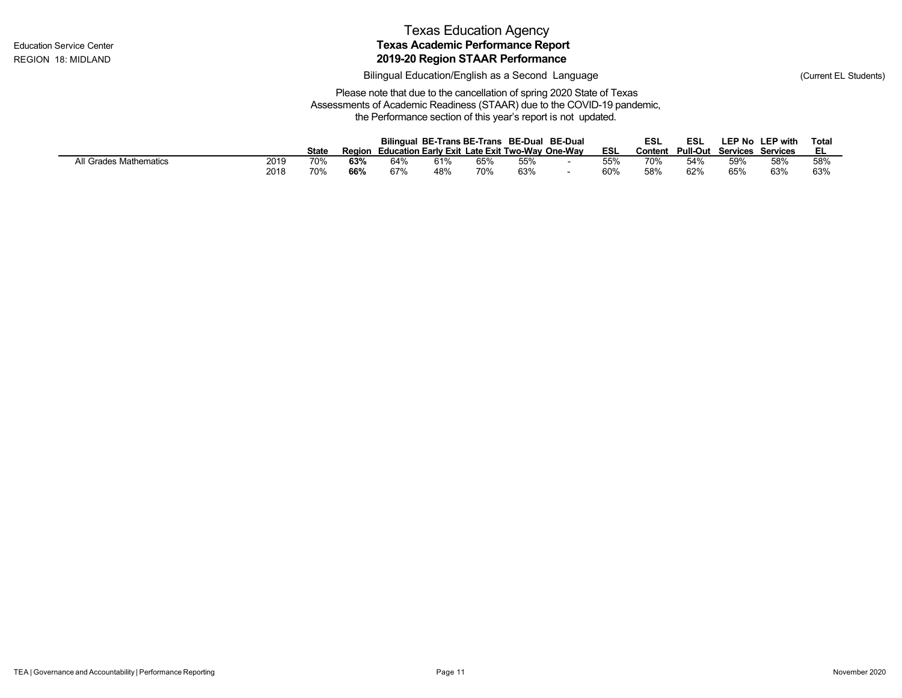Education Service Center
REGION 18: MIDLAND

# Texas Education Agency
## Texas Academic Performance Report
## 2019-20 Region STAAR Performance

Bilingual Education/English as a Second Language

(Current EL Students)

Please note that due to the cancellation of spring 2020 State of Texas Assessments of Academic Readiness (STAAR) due to the COVID-19 pandemic, the Performance section of this year's report is not updated.

| | | State | Region | Bilingual Education | BE-Trans Early Exit | BE-Trans Late Exit | BE-Dual Two-Way | BE-Dual One-Way | ESL | ESL Content | ESL Pull-Out | LEP No Services | LEP with Services | Total EL |
|---|---|---|---|---|---|---|---|---|---|---|---|---|---|---|
| All Grades Mathematics | 2019 | 70% | **63%** | 64% | 61% | 65% | 55% | - | 55% | 70% | 54% | 59% | 58% | 58% |
| | 2018 | 70% | **66%** | 67% | 48% | 70% | 63% | - | 60% | 58% | 62% | 65% | 63% | 63% |